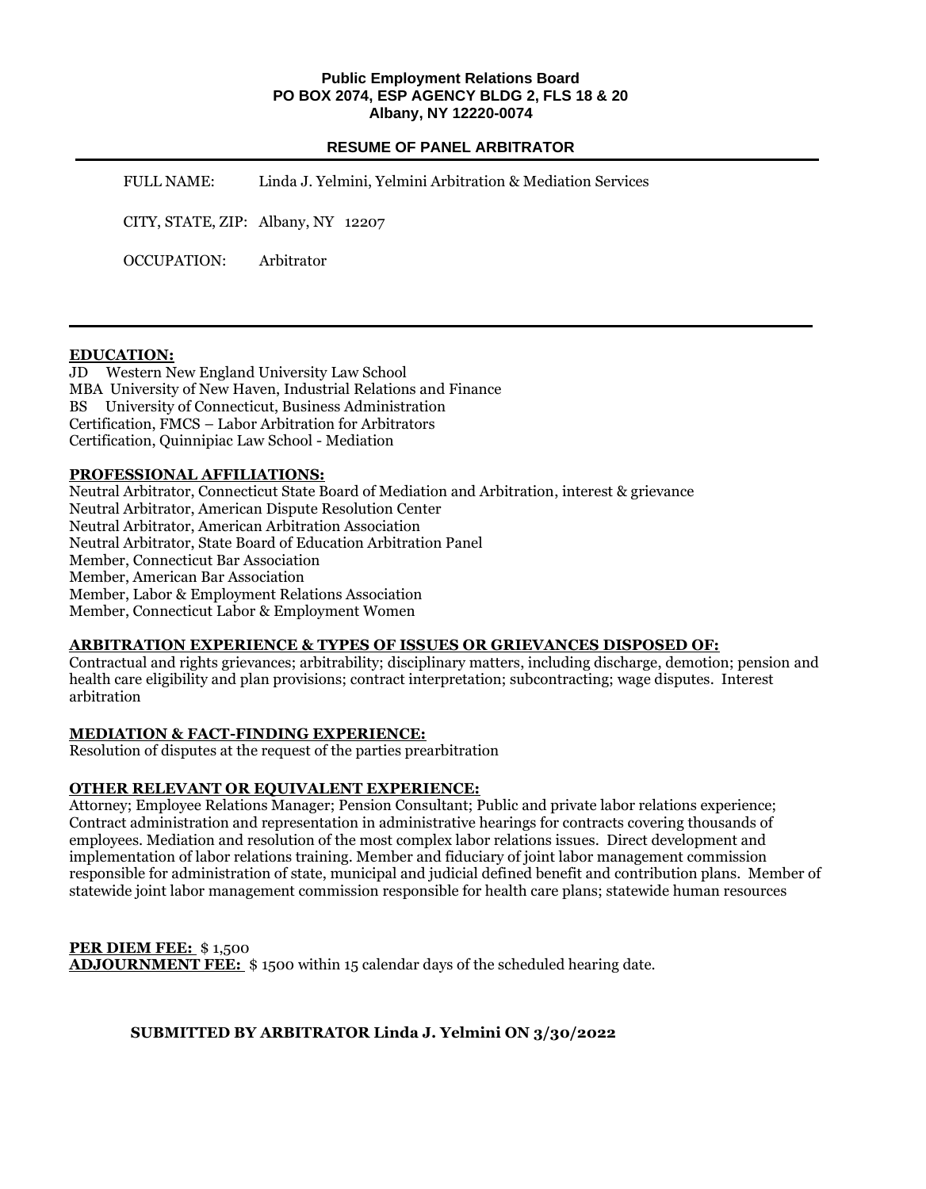**Public Employment Relations Board**
**PO BOX 2074, ESP AGENCY BLDG 2, FLS 18 & 20**
**Albany, NY 12220-0074**

## RESUME OF PANEL ARBITRATOR

FULL NAME: Linda J. Yelmini, Yelmini Arbitration & Mediation Services

CITY, STATE, ZIP: Albany, NY 12207

OCCUPATION: Arbitrator

---

### EDUCATION:

JD Western New England University Law School
MBA University of New Haven, Industrial Relations and Finance
BS University of Connecticut, Business Administration
Certification, FMCS – Labor Arbitration for Arbitrators
Certification, Quinnipiac Law School - Mediation

### PROFESSIONAL AFFILIATIONS:

Neutral Arbitrator, Connecticut State Board of Mediation and Arbitration, interest & grievance
Neutral Arbitrator, American Dispute Resolution Center
Neutral Arbitrator, American Arbitration Association
Neutral Arbitrator, State Board of Education Arbitration Panel
Member, Connecticut Bar Association
Member, American Bar Association
Member, Labor & Employment Relations Association
Member, Connecticut Labor & Employment Women

### ARBITRATION EXPERIENCE & TYPES OF ISSUES OR GRIEVANCES DISPOSED OF:

Contractual and rights grievances; arbitrability; disciplinary matters, including discharge, demotion; pension and health care eligibility and plan provisions; contract interpretation; subcontracting; wage disputes. Interest arbitration

### MEDIATION & FACT-FINDING EXPERIENCE:

Resolution of disputes at the request of the parties prearbitration

### OTHER RELEVANT OR EQUIVALENT EXPERIENCE:

Attorney; Employee Relations Manager; Pension Consultant; Public and private labor relations experience; Contract administration and representation in administrative hearings for contracts covering thousands of employees. Mediation and resolution of the most complex labor relations issues. Direct development and implementation of labor relations training. Member and fiduciary of joint labor management commission responsible for administration of state, municipal and judicial defined benefit and contribution plans. Member of statewide joint labor management commission responsible for health care plans; statewide human resources

**PER DIEM FEE:** $ 1,500
**ADJOURNMENT FEE:** $ 1500 within 15 calendar days of the scheduled hearing date.

**SUBMITTED BY ARBITRATOR Linda J. Yelmini ON 3/30/2022**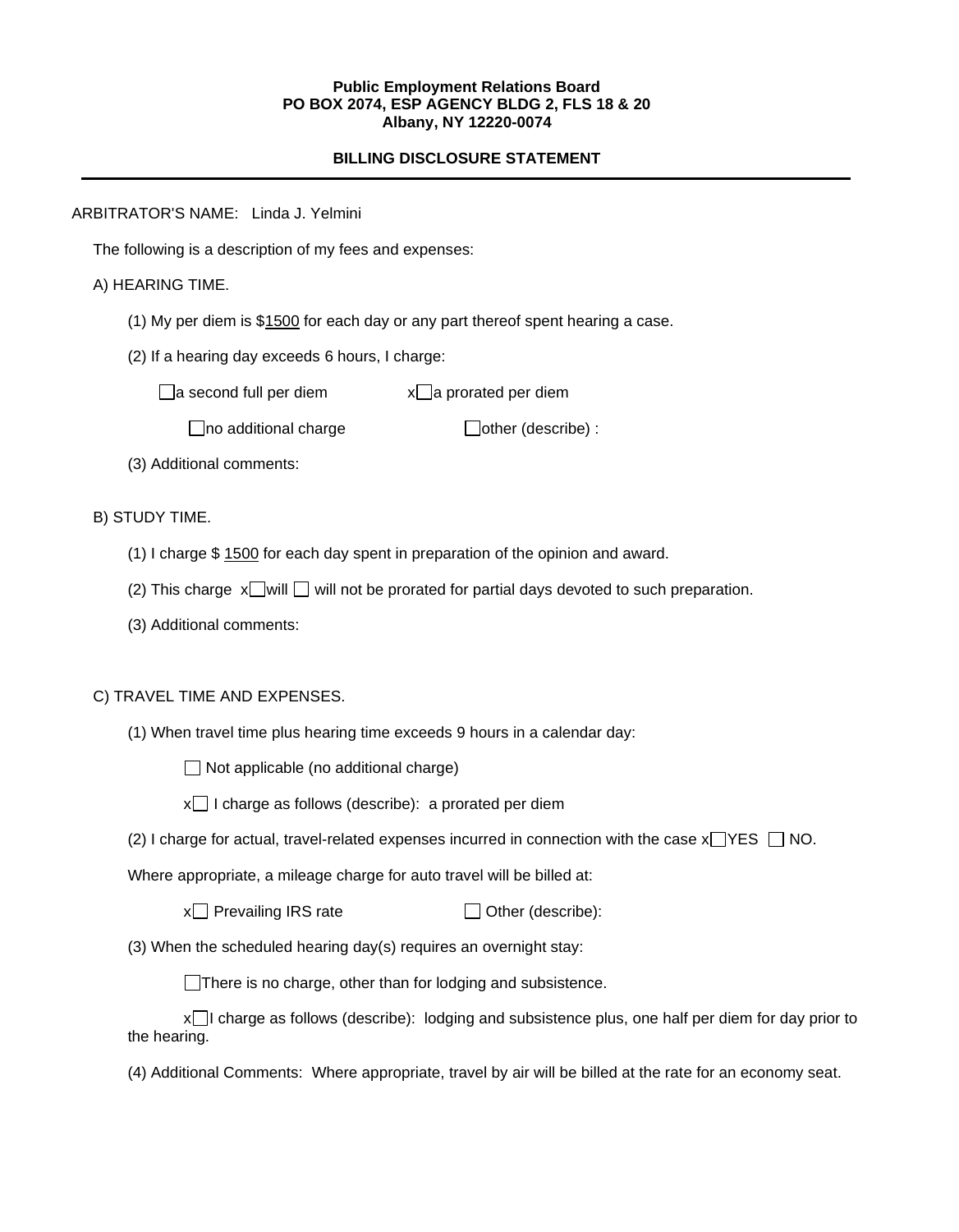**Public Employment Relations Board**
**PO BOX 2074, ESP AGENCY BLDG 2, FLS 18 & 20**
**Albany, NY 12220-0074**

**BILLING DISCLOSURE STATEMENT**

---

ARBITRATOR'S NAME: Linda J. Yelmini

The following is a description of my fees and expenses:

A) HEARING TIME.

(1) My per diem is $1500 for each day or any part thereof spent hearing a case.

(2) If a hearing day exceeds 6 hours, I charge:

☐ a second full per diem x☐ a prorated per diem

☐ no additional charge ☐ other (describe) :

(3) Additional comments:

B) STUDY TIME.

(1) I charge $ 1500 for each day spent in preparation of the opinion and award.

(2) This charge x☐ will ☐ will not be prorated for partial days devoted to such preparation.

(3) Additional comments:

C) TRAVEL TIME AND EXPENSES.

(1) When travel time plus hearing time exceeds 9 hours in a calendar day:

☐ Not applicable (no additional charge)

x☐ I charge as follows (describe): a prorated per diem

(2) I charge for actual, travel-related expenses incurred in connection with the case x☐ YES ☐ NO.

Where appropriate, a mileage charge for auto travel will be billed at:

x☐ Prevailing IRS rate ☐ Other (describe):

(3) When the scheduled hearing day(s) requires an overnight stay:

☐ There is no charge, other than for lodging and subsistence.

x☐ I charge as follows (describe): lodging and subsistence plus, one half per diem for day prior to the hearing.

(4) Additional Comments: Where appropriate, travel by air will be billed at the rate for an economy seat.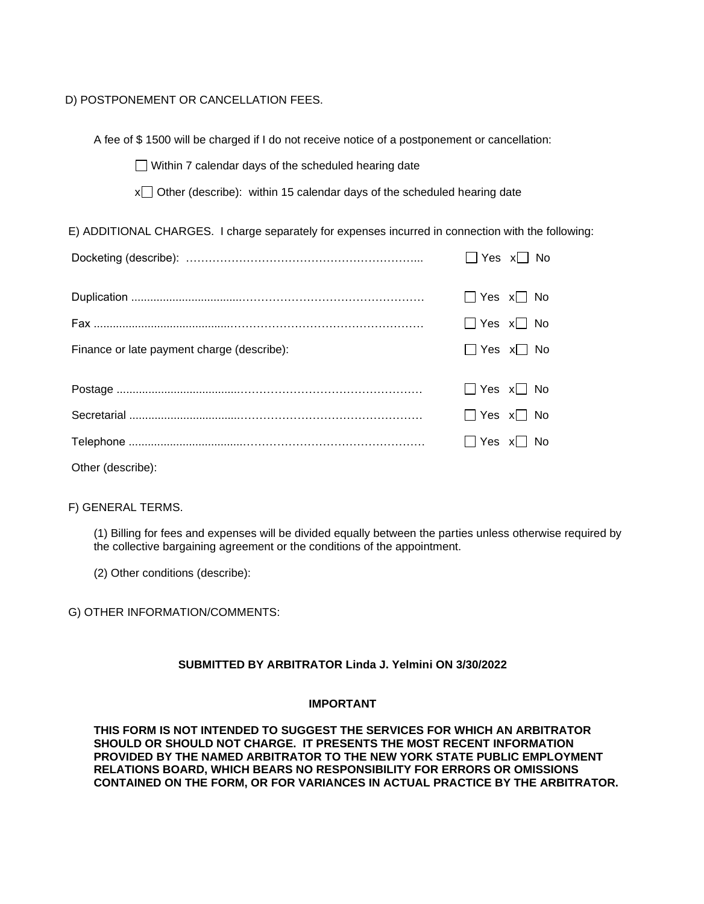D) POSTPONEMENT OR CANCELLATION FEES.

A fee of $ 1500 will be charged if I do not receive notice of a postponement or cancellation:

☐ Within 7 calendar days of the scheduled hearing date

x☐ Other (describe): within 15 calendar days of the scheduled hearing date

E) ADDITIONAL CHARGES. I charge separately for expenses incurred in connection with the following:

| | |
|---|---|
| Docketing (describe): ........................................................... | ☐ Yes x☐ No |
| Duplication ........................................................................... | ☐ Yes x☐ No |
| Fax ....................................................................................... | ☐ Yes x☐ No |
| Finance or late payment charge (describe): | ☐ Yes x☐ No |
| Postage ................................................................................ | ☐ Yes x☐ No |
| Secretarial ............................................................................ | ☐ Yes x☐ No |
| Telephone ............................................................................ | ☐ Yes x☐ No |

Other (describe):

F) GENERAL TERMS.

(1) Billing for fees and expenses will be divided equally between the parties unless otherwise required by the collective bargaining agreement or the conditions of the appointment.

(2) Other conditions (describe):

G) OTHER INFORMATION/COMMENTS:

**SUBMITTED BY ARBITRATOR Linda J. Yelmini ON 3/30/2022**

**IMPORTANT**

**THIS FORM IS NOT INTENDED TO SUGGEST THE SERVICES FOR WHICH AN ARBITRATOR SHOULD OR SHOULD NOT CHARGE. IT PRESENTS THE MOST RECENT INFORMATION PROVIDED BY THE NAMED ARBITRATOR TO THE NEW YORK STATE PUBLIC EMPLOYMENT RELATIONS BOARD, WHICH BEARS NO RESPONSIBILITY FOR ERRORS OR OMISSIONS CONTAINED ON THE FORM, OR FOR VARIANCES IN ACTUAL PRACTICE BY THE ARBITRATOR.**